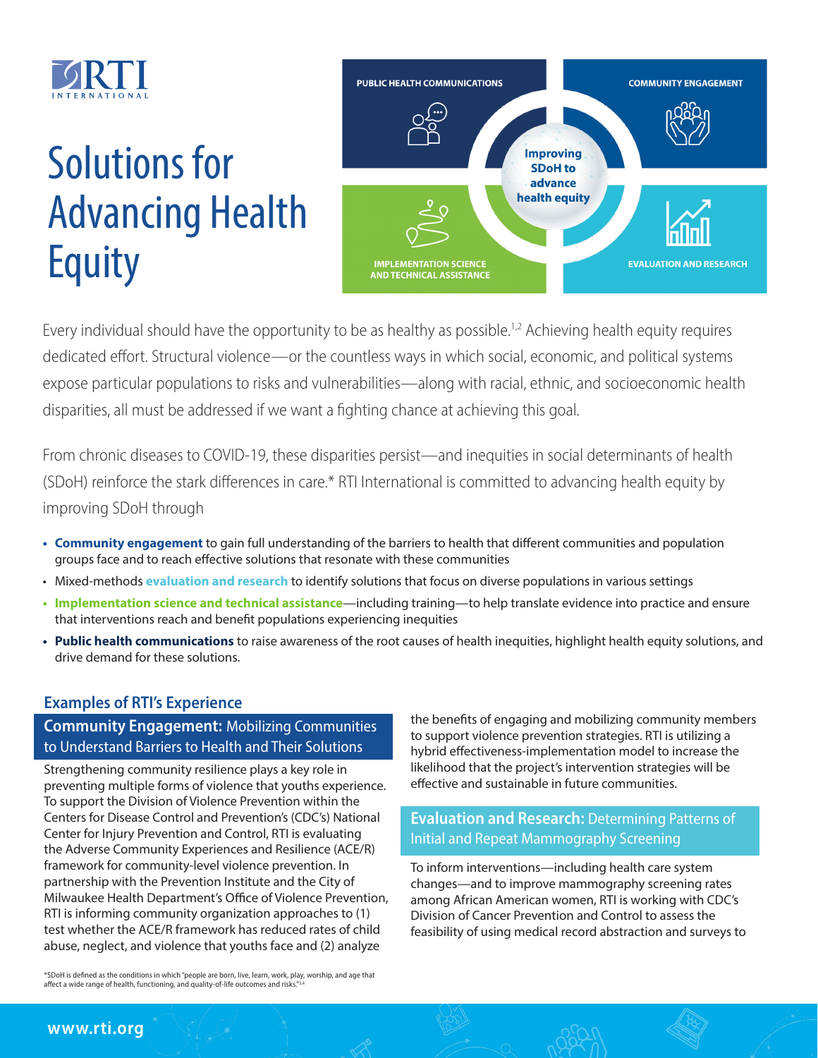RTI INTERNATIONAL

# Solutions for Advancing Health Equity

PUBLIC HEALTH COMMUNICATIONS

COMMUNITY ENGAGEMENT

Improving SDoH to advance health equity

IMPLEMENTATION SCIENCE AND TECHNICAL ASSISTANCE

EVALUATION AND RESEARCH

Every individual should have the opportunity to be as healthy as possible.[1,2] Achieving health equity requires dedicated effort. Structural violence—or the countless ways in which social, economic, and political systems expose particular populations to risks and vulnerabilities—along with racial, ethnic, and socioeconomic health disparities, all must be addressed if we want a fighting chance at achieving this goal.

From chronic diseases to COVID-19, these disparities persist—and inequities in social determinants of health (SDoH) reinforce the stark differences in care.* RTI International is committed to advancing health equity by improving SDoH through

- **Community engagement** to gain full understanding of the barriers to health that different communities and population groups face and to reach effective solutions that resonate with these communities
- Mixed-methods **evaluation and research** to identify solutions that focus on diverse populations in various settings
- **Implementation science and technical assistance**—including training—to help translate evidence into practice and ensure that interventions reach and benefit populations experiencing inequities
- **Public health communications** to raise awareness of the root causes of health inequities, highlight health equity solutions, and drive demand for these solutions.

## Examples of RTI's Experience

### Community Engagement: Mobilizing Communities to Understand Barriers to Health and Their Solutions

Strengthening community resilience plays a key role in preventing multiple forms of violence that youths experience. To support the Division of Violence Prevention within the Centers for Disease Control and Prevention's (CDC's) National Center for Injury Prevention and Control, RTI is evaluating the Adverse Community Experiences and Resilience (ACE/R) framework for community-level violence prevention. In partnership with the Prevention Institute and the City of Milwaukee Health Department's Office of Violence Prevention, RTI is informing community organization approaches to (1) test whether the ACE/R framework has reduced rates of child abuse, neglect, and violence that youths face and (2) analyze the benefits of engaging and mobilizing community members to support violence prevention strategies. RTI is utilizing a hybrid effectiveness-implementation model to increase the likelihood that the project's intervention strategies will be effective and sustainable in future communities.

### Evaluation and Research: Determining Patterns of Initial and Repeat Mammography Screening

To inform interventions—including health care system changes—and to improve mammography screening rates among African American women, RTI is working with CDC's Division of Cancer Prevention and Control to assess the feasibility of using medical record abstraction and surveys to

*SDoH is defined as the conditions in which "people are born, live, learn, work, play, worship, and age that affect a wide range of health, functioning, and quality-of-life outcomes and risks."[3,4]

www.rti.org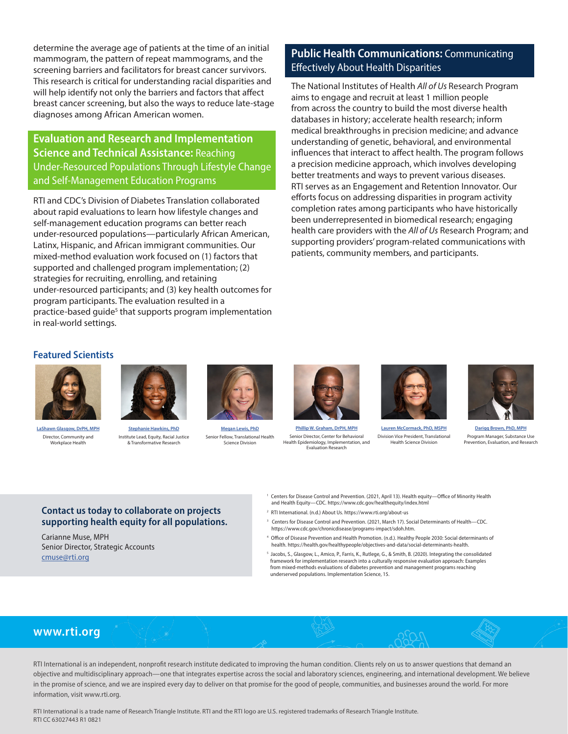determine the average age of patients at the time of an initial mammogram, the pattern of repeat mammograms, and the screening barriers and facilitators for breast cancer survivors. This research is critical for understanding racial disparities and will help identify not only the barriers and factors that affect breast cancer screening, but also the ways to reduce late-stage diagnoses among African American women.

## Evaluation and Research and Implementation Science and Technical Assistance: Reaching Under-Resourced Populations Through Lifestyle Change and Self-Management Education Programs

RTI and CDC's Division of Diabetes Translation collaborated about rapid evaluations to learn how lifestyle changes and self-management education programs can better reach under-resourced populations—particularly African American, Latinx, Hispanic, and African immigrant communities. Our mixed-method evaluation work focused on (1) factors that supported and challenged program implementation; (2) strategies for recruiting, enrolling, and retaining under-resourced participants; and (3) key health outcomes for program participants. The evaluation resulted in a practice-based guide[5] that supports program implementation in real-world settings.

## Public Health Communications: Communicating Effectively About Health Disparities

The National Institutes of Health *All of Us* Research Program aims to engage and recruit at least 1 million people from across the country to build the most diverse health databases in history; accelerate health research; inform medical breakthroughs in precision medicine; and advance understanding of genetic, behavioral, and environmental influences that interact to affect health. The program follows a precision medicine approach, which involves developing better treatments and ways to prevent various diseases. RTI serves as an Engagement and Retention Innovator. Our efforts focus on addressing disparities in program activity completion rates among participants who have historically been underrepresented in biomedical research; engaging health care providers with the *All of Us* Research Program; and supporting providers' program-related communications with patients, community members, and participants.

## Featured Scientists

**LaShawn Glasgow, DrPH, MPH**
Director, Community and Workplace Health

**Stephanie Hawkins, PhD**
Institute Lead, Equity, Racial Justice & Transformative Research

**Megan Lewis, PhD**
Senior Fellow, Translational Health Science Division

**Phillip W. Graham, DrPH, MPH**
Senior Director, Center for Behavioral Health Epidemiology, Implementation, and Evaluation Research

**Lauren McCormack, PhD, MSPH**
Division Vice President, Translational Health Science Division

**Darigg Brown, PhD, MPH**
Program Manager, Substance Use Prevention, Evaluation, and Research

### Contact us today to collaborate on projects supporting health equity for all populations.

Carianne Muse, MPH
Senior Director, Strategic Accounts
cmuse@rti.org

[1] Centers for Disease Control and Prevention. (2021, April 13). Health equity—Office of Minority Health and Health Equity—CDC. https://www.cdc.gov/healthequity/index.html

[2] RTI International. (n.d.) About Us. https://www.rti.org/about-us

[3] Centers for Disease Control and Prevention. (2021, March 17). Social Determinants of Health—CDC. https://www.cdc.gov/chronicdisease/programs-impact/sdoh.htm.

[4] Office of Disease Prevention and Health Promotion. (n.d.). Healthy People 2030: Social determinants of health. https://health.gov/healthypeople/objectives-and-data/social-determinants-health.

[5] Jacobs, S., Glasgow, L., Amico, P., Farris, K., Rutlege, G., & Smith, B. (2020). Integrating the consolidated framework for implementation research into a culturally responsive evaluation approach: Examples from mixed-methods evaluations of diabetes prevention and management programs reaching underserved populations. Implementation Science, 15.

**www.rti.org**

RTI International is an independent, nonprofit research institute dedicated to improving the human condition. Clients rely on us to answer questions that demand an objective and multidisciplinary approach—one that integrates expertise across the social and laboratory sciences, engineering, and international development. We believe in the promise of science, and we are inspired every day to deliver on that promise for the good of people, communities, and businesses around the world. For more information, visit www.rti.org.

RTI International is a trade name of Research Triangle Institute. RTI and the RTI logo are U.S. registered trademarks of Research Triangle Institute.
RTI CC 63027443 R1 0821